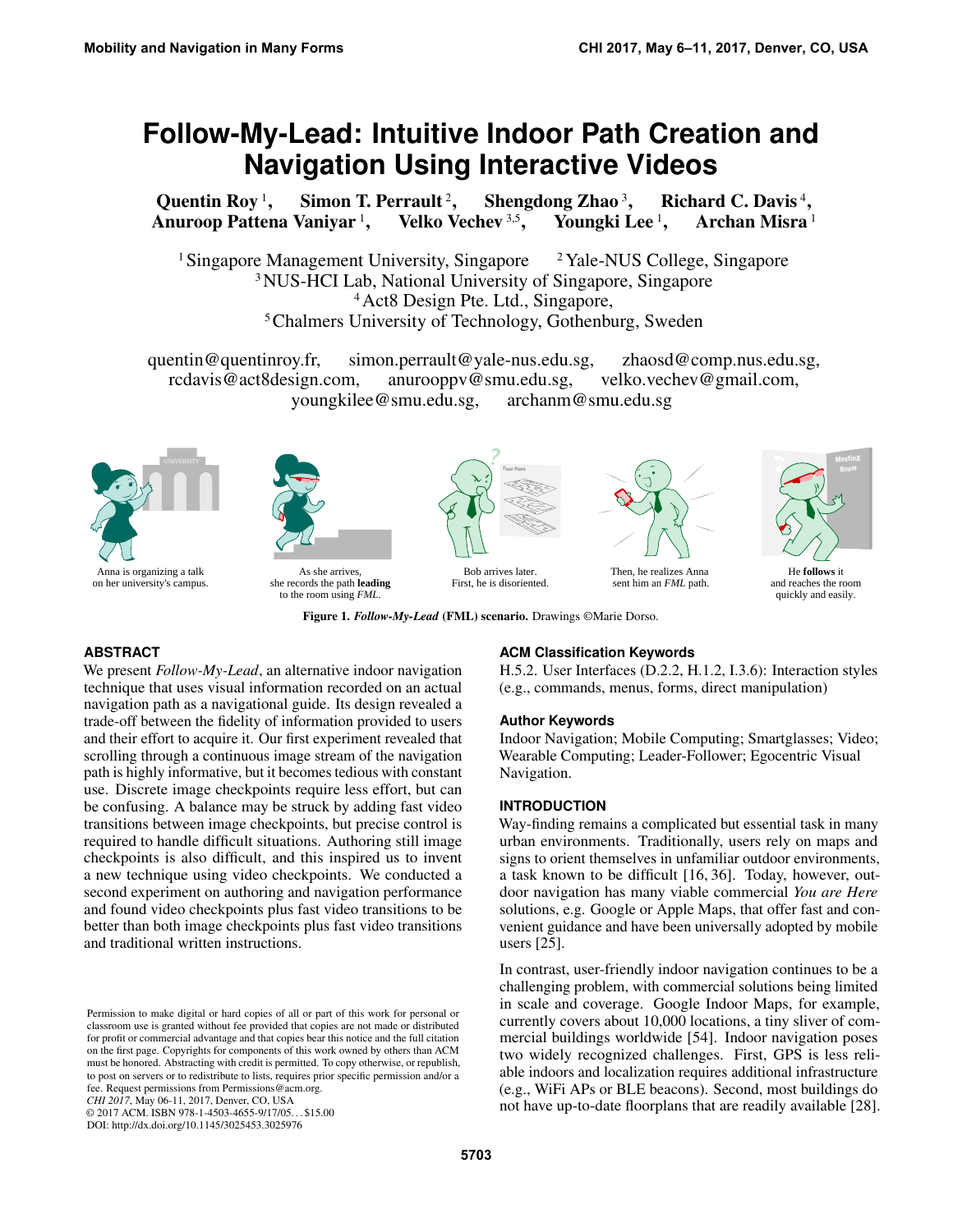# Follow-My-Lead: Intuitive Indoor Path Creation and Navigation Using Interactive Videos

**Quentin Roy** [1], **Simon T. Perrault** [2], **Shengdong Zhao** [3], **Richard C. Davis** [4], **Anuroop Pattena Vaniyar** [1], **Velko Vechev** [3,5], **Youngki Lee** [1], **Archan Misra** [1]

[1] Singapore Management University, Singapore [2] Yale-NUS College, Singapore
[3] NUS-HCI Lab, National University of Singapore, Singapore
[4] Act8 Design Pte. Ltd., Singapore,
[5] Chalmers University of Technology, Gothenburg, Sweden

quentin@quentinroy.fr, simon.perrault@yale-nus.edu.sg, zhaosd@comp.nus.edu.sg, rcdavis@act8design.com, anurooppv@smu.edu.sg, velko.vechev@gmail.com, youngkilee@smu.edu.sg, archanm@smu.edu.sg

Anna is organizing a talk on her university's campus. | As she arrives, she records the path **leading** to the room using *FML*. | Bob arrives later. First, he is disoriented. | Then, he realizes Anna sent him an *FML* path. | He **follows** it and reaches the room quickly and easily.

**Figure 1.** ***Follow-My-Lead* (FML) scenario.** Drawings ©Marie Dorso.

## ABSTRACT

We present *Follow-My-Lead*, an alternative indoor navigation technique that uses visual information recorded on an actual navigation path as a navigational guide. Its design revealed a trade-off between the fidelity of information provided to users and their effort to acquire it. Our first experiment revealed that scrolling through a continuous image stream of the navigation path is highly informative, but it becomes tedious with constant use. Discrete image checkpoints require less effort, but can be confusing. A balance may be struck by adding fast video transitions between image checkpoints, but precise control is required to handle difficult situations. Authoring still image checkpoints is also difficult, and this inspired us to invent a new technique using video checkpoints. We conducted a second experiment on authoring and navigation performance and found video checkpoints plus fast video transitions to be better than both image checkpoints plus fast video transitions and traditional written instructions.

Permission to make digital or hard copies of all or part of this work for personal or classroom use is granted without fee provided that copies are not made or distributed for profit or commercial advantage and that copies bear this notice and the full citation on the first page. Copyrights for components of this work owned by others than ACM must be honored. Abstracting with credit is permitted. To copy otherwise, or republish, to post on servers or to redistribute to lists, requires prior specific permission and/or a fee. Request permissions from Permissions@acm.org.
*CHI 2017*, May 06-11, 2017, Denver, CO, USA
© 2017 ACM. ISBN 978-1-4503-4655-9/17/05…$15.00
DOI: http://dx.doi.org/10.1145/3025453.3025976

### ACM Classification Keywords

H.5.2. User Interfaces (D.2.2, H.1.2, I.3.6): Interaction styles (e.g., commands, menus, forms, direct manipulation)

### Author Keywords

Indoor Navigation; Mobile Computing; Smartglasses; Video; Wearable Computing; Leader-Follower; Egocentric Visual Navigation.

## INTRODUCTION

Way-finding remains a complicated but essential task in many urban environments. Traditionally, users rely on maps and signs to orient themselves in unfamiliar outdoor environments, a task known to be difficult [16, 36]. Today, however, outdoor navigation has many viable commercial *You are Here* solutions, e.g. Google or Apple Maps, that offer fast and convenient guidance and have been universally adopted by mobile users [25].

In contrast, user-friendly indoor navigation continues to be a challenging problem, with commercial solutions being limited in scale and coverage. Google Indoor Maps, for example, currently covers about 10,000 locations, a tiny sliver of commercial buildings worldwide [54]. Indoor navigation poses two widely recognized challenges. First, GPS is less reliable indoors and localization requires additional infrastructure (e.g., WiFi APs or BLE beacons). Second, most buildings do not have up-to-date floorplans that are readily available [28].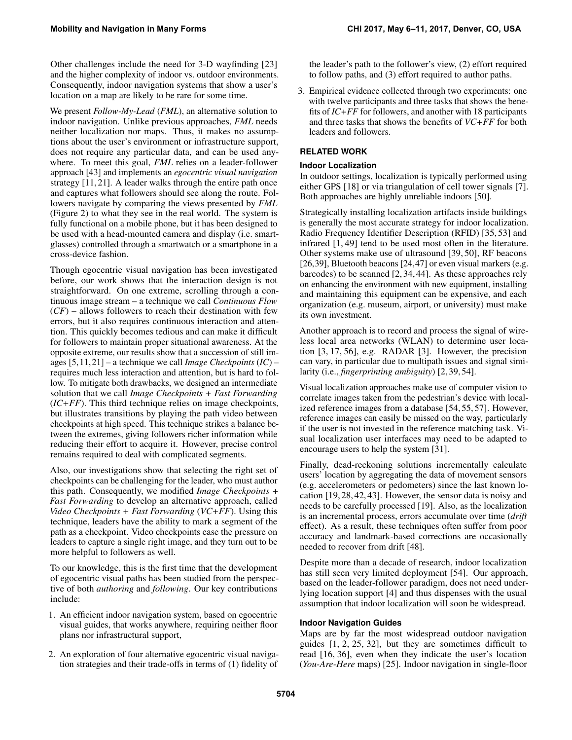Other challenges include the need for 3-D wayfinding [23] and the higher complexity of indoor vs. outdoor environments. Consequently, indoor navigation systems that show a user's location on a map are likely to be rare for some time.

We present *Follow-My-Lead* (*FML*), an alternative solution to indoor navigation. Unlike previous approaches, *FML* needs neither localization nor maps. Thus, it makes no assumptions about the user's environment or infrastructure support, does not require any particular data, and can be used anywhere. To meet this goal, *FML* relies on a leader-follower approach [43] and implements an *egocentric visual navigation* strategy [11, 21]. A leader walks through the entire path once and captures what followers should see along the route. Followers navigate by comparing the views presented by *FML* (Figure 2) to what they see in the real world. The system is fully functional on a mobile phone, but it has been designed to be used with a head-mounted camera and display (i.e. smartglasses) controlled through a smartwatch or a smartphone in a cross-device fashion.

Though egocentric visual navigation has been investigated before, our work shows that the interaction design is not straightforward. On one extreme, scrolling through a continuous image stream – a technique we call *Continuous Flow* (*CF*) – allows followers to reach their destination with few errors, but it also requires continuous interaction and attention. This quickly becomes tedious and can make it difficult for followers to maintain proper situational awareness. At the opposite extreme, our results show that a succession of still images [5, 11, 21] – a technique we call *Image Checkpoints* (*IC*) – requires much less interaction and attention, but is hard to follow. To mitigate both drawbacks, we designed an intermediate solution that we call *Image Checkpoints + Fast Forwarding* (*IC+FF*). This third technique relies on image checkpoints, but illustrates transitions by playing the path video between checkpoints at high speed. This technique strikes a balance between the extremes, giving followers richer information while reducing their effort to acquire it. However, precise control remains required to deal with complicated segments.

Also, our investigations show that selecting the right set of checkpoints can be challenging for the leader, who must author this path. Consequently, we modified *Image Checkpoints + Fast Forwarding* to develop an alternative approach, called *Video Checkpoints + Fast Forwarding* (*VC+FF*). Using this technique, leaders have the ability to mark a segment of the path as a checkpoint. Video checkpoints ease the pressure on leaders to capture a single right image, and they turn out to be more helpful to followers as well.

To our knowledge, this is the first time that the development of egocentric visual paths has been studied from the perspective of both *authoring* and *following*. Our key contributions include:

1. An efficient indoor navigation system, based on egocentric visual guides, that works anywhere, requiring neither floor plans nor infrastructural support,
2. An exploration of four alternative egocentric visual navigation strategies and their trade-offs in terms of (1) fidelity of the leader's path to the follower's view, (2) effort required to follow paths, and (3) effort required to author paths.
3. Empirical evidence collected through two experiments: one with twelve participants and three tasks that shows the benefits of *IC+FF* for followers, and another with 18 participants and three tasks that shows the benefits of *VC+FF* for both leaders and followers.

## RELATED WORK

### Indoor Localization

In outdoor settings, localization is typically performed using either GPS [18] or via triangulation of cell tower signals [7]. Both approaches are highly unreliable indoors [50].

Strategically installing localization artifacts inside buildings is generally the most accurate strategy for indoor localization. Radio Frequency Identifier Description (RFID) [35, 53] and infrared [1, 49] tend to be used most often in the literature. Other systems make use of ultrasound [39, 50], RF beacons [26,39], Bluetooth beacons [24,47] or even visual markers (e.g. barcodes) to be scanned [2, 34, 44]. As these approaches rely on enhancing the environment with new equipment, installing and maintaining this equipment can be expensive, and each organization (e.g. museum, airport, or university) must make its own investment.

Another approach is to record and process the signal of wireless local area networks (WLAN) to determine user location [3, 17, 56], e.g. RADAR [3]. However, the precision can vary, in particular due to multipath issues and signal similarity (i.e., *fingerprinting ambiguity*) [2, 39, 54].

Visual localization approaches make use of computer vision to correlate images taken from the pedestrian's device with localized reference images from a database [54, 55, 57]. However, reference images can easily be missed on the way, particularly if the user is not invested in the reference matching task. Visual localization user interfaces may need to be adapted to encourage users to help the system [31].

Finally, dead-reckoning solutions incrementally calculate users' location by aggregating the data of movement sensors (e.g. accelerometers or pedometers) since the last known location [19, 28, 42, 43]. However, the sensor data is noisy and needs to be carefully processed [19]. Also, as the localization is an incremental process, errors accumulate over time (*drift* effect). As a result, these techniques often suffer from poor accuracy and landmark-based corrections are occasionally needed to recover from drift [48].

Despite more than a decade of research, indoor localization has still seen very limited deployment [54]. Our approach, based on the leader-follower paradigm, does not need underlying location support [4] and thus dispenses with the usual assumption that indoor localization will soon be widespread.

### Indoor Navigation Guides

Maps are by far the most widespread outdoor navigation guides [1, 2, 25, 32], but they are sometimes difficult to read [16, 36], even when they indicate the user's location (*You-Are-Here* maps) [25]. Indoor navigation in single-floor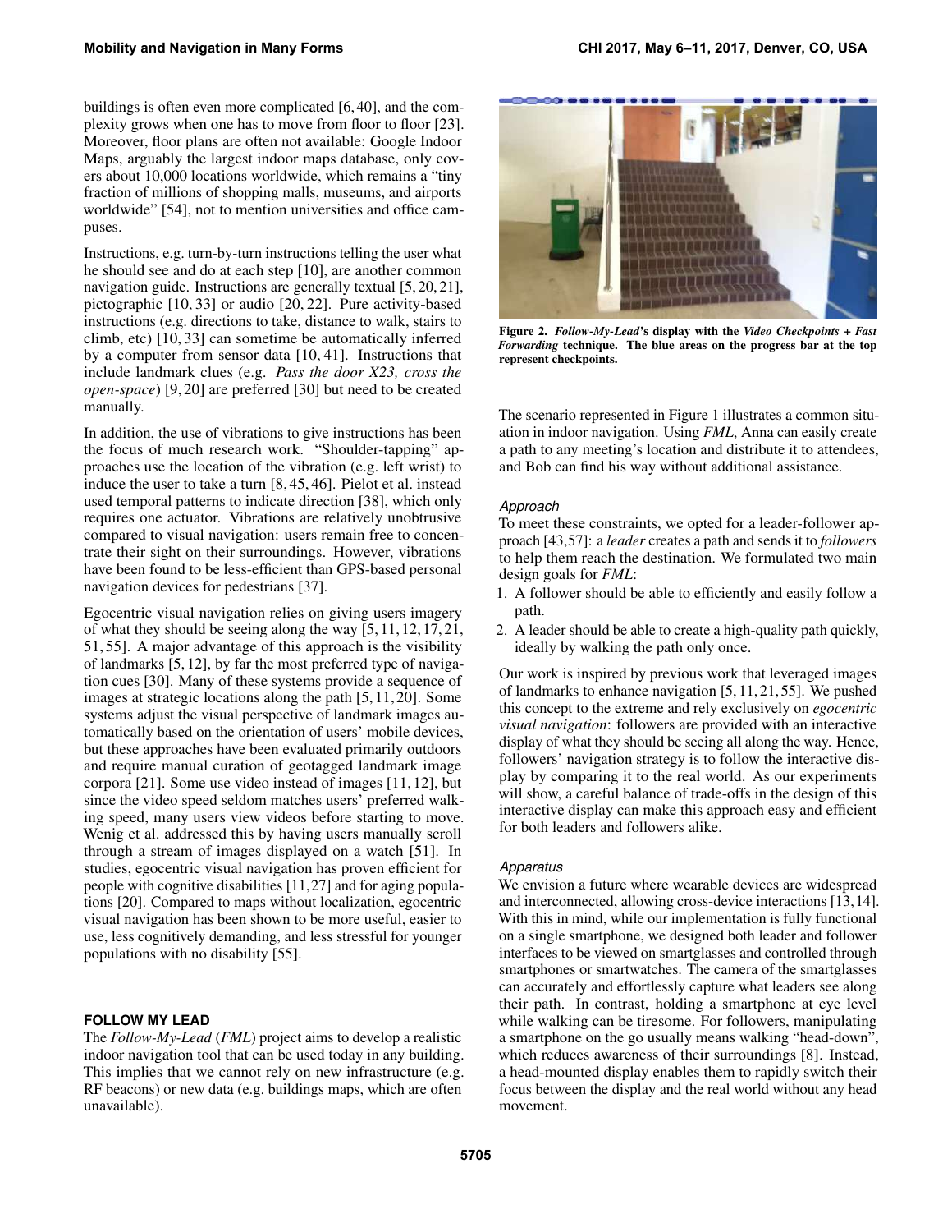buildings is often even more complicated [6,40], and the complexity grows when one has to move from floor to floor [23]. Moreover, floor plans are often not available: Google Indoor Maps, arguably the largest indoor maps database, only covers about 10,000 locations worldwide, which remains a "tiny fraction of millions of shopping malls, museums, and airports worldwide" [54], not to mention universities and office campuses.

Instructions, e.g. turn-by-turn instructions telling the user what he should see and do at each step [10], are another common navigation guide. Instructions are generally textual [5,20,21], pictographic [10,33] or audio [20,22]. Pure activity-based instructions (e.g. directions to take, distance to walk, stairs to climb, etc) [10,33] can sometime be automatically inferred by a computer from sensor data [10,41]. Instructions that include landmark clues (e.g. *Pass the door X23, cross the open-space*) [9,20] are preferred [30] but need to be created manually.

In addition, the use of vibrations to give instructions has been the focus of much research work. "Shoulder-tapping" approaches use the location of the vibration (e.g. left wrist) to induce the user to take a turn [8,45,46]. Pielot et al. instead used temporal patterns to indicate direction [38], which only requires one actuator. Vibrations are relatively unobtrusive compared to visual navigation: users remain free to concentrate their sight on their surroundings. However, vibrations have been found to be less-efficient than GPS-based personal navigation devices for pedestrians [37].

Egocentric visual navigation relies on giving users imagery of what they should be seeing along the way [5,11,12,17,21,51,55]. A major advantage of this approach is the visibility of landmarks [5,12], by far the most preferred type of navigation cues [30]. Many of these systems provide a sequence of images at strategic locations along the path [5,11,20]. Some systems adjust the visual perspective of landmark images automatically based on the orientation of users' mobile devices, but these approaches have been evaluated primarily outdoors and require manual curation of geotagged landmark image corpora [21]. Some use video instead of images [11,12], but since the video speed seldom matches users' preferred walking speed, many users view videos before starting to move. Wenig et al. addressed this by having users manually scroll through a stream of images displayed on a watch [51]. In studies, egocentric visual navigation has proven efficient for people with cognitive disabilities [11,27] and for aging populations [20]. Compared to maps without localization, egocentric visual navigation has been shown to be more useful, easier to use, less cognitively demanding, and less stressful for younger populations with no disability [55].

## FOLLOW MY LEAD

The *Follow-My-Lead* (*FML*) project aims to develop a realistic indoor navigation tool that can be used today in any building. This implies that we cannot rely on new infrastructure (e.g. RF beacons) or new data (e.g. buildings maps, which are often unavailable).

**Figure 2. *Follow-My-Lead*'s display with the *Video Checkpoints + Fast Forwarding* technique. The blue areas on the progress bar at the top represent checkpoints.**

The scenario represented in Figure 1 illustrates a common situation in indoor navigation. Using *FML*, Anna can easily create a path to any meeting's location and distribute it to attendees, and Bob can find his way without additional assistance.

### *Approach*

To meet these constraints, we opted for a leader-follower approach [43,57]: a *leader* creates a path and sends it to *followers* to help them reach the destination. We formulated two main design goals for *FML*:

1. A follower should be able to efficiently and easily follow a path.
2. A leader should be able to create a high-quality path quickly, ideally by walking the path only once.

Our work is inspired by previous work that leveraged images of landmarks to enhance navigation [5,11,21,55]. We pushed this concept to the extreme and rely exclusively on *egocentric visual navigation*: followers are provided with an interactive display of what they should be seeing all along the way. Hence, followers' navigation strategy is to follow the interactive display by comparing it to the real world. As our experiments will show, a careful balance of trade-offs in the design of this interactive display can make this approach easy and efficient for both leaders and followers alike.

### *Apparatus*

We envision a future where wearable devices are widespread and interconnected, allowing cross-device interactions [13,14]. With this in mind, while our implementation is fully functional on a single smartphone, we designed both leader and follower interfaces to be viewed on smartglasses and controlled through smartphones or smartwatches. The camera of the smartglasses can accurately and effortlessly capture what leaders see along their path. In contrast, holding a smartphone at eye level while walking can be tiresome. For followers, manipulating a smartphone on the go usually means walking "head-down", which reduces awareness of their surroundings [8]. Instead, a head-mounted display enables them to rapidly switch their focus between the display and the real world without any head movement.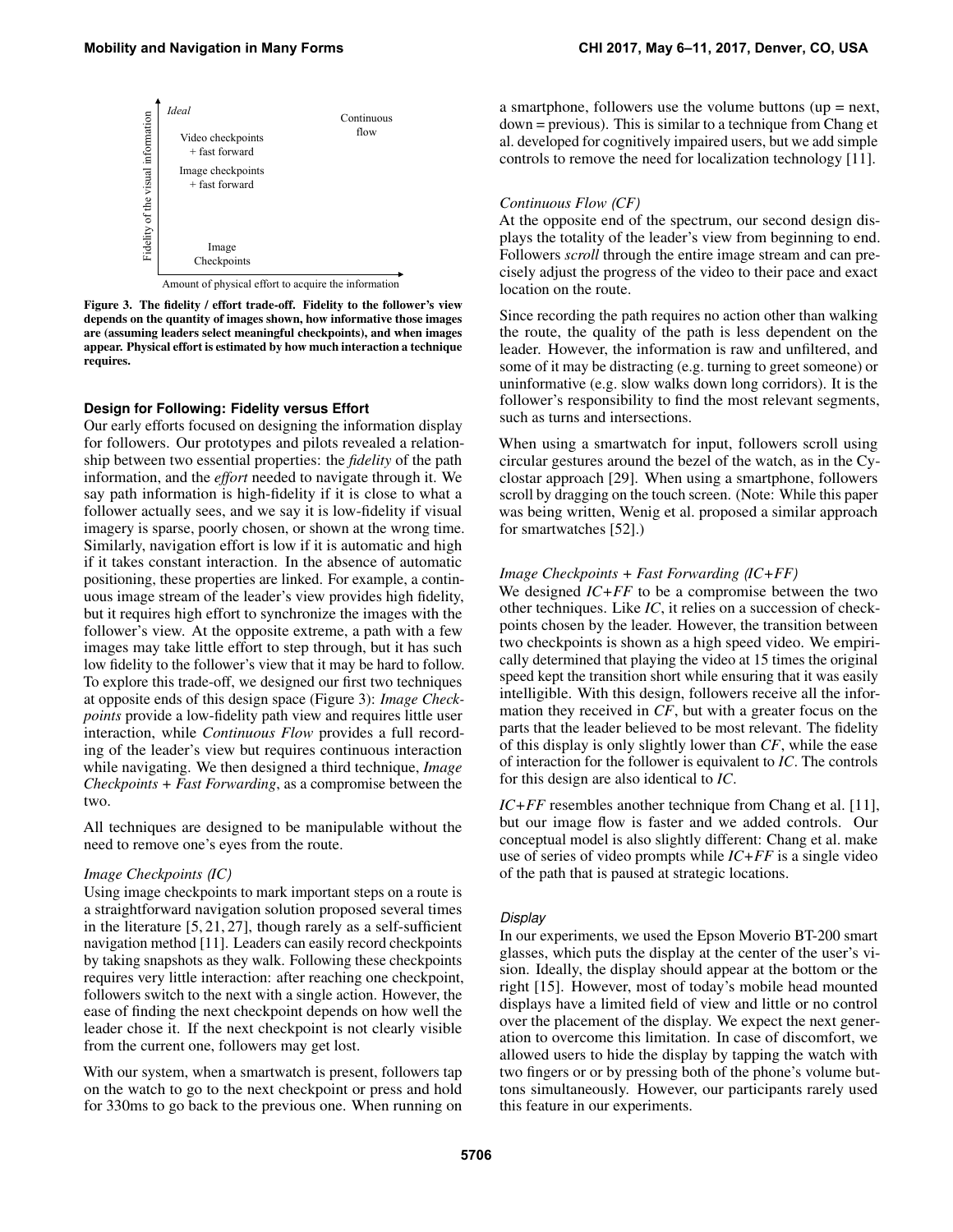Figure 3. The fidelity / effort trade-off. Fidelity to the follower's view depends on the quantity of images shown, how informative those images are (assuming leaders select meaningful checkpoints), and when images appear. Physical effort is estimated by how much interaction a technique requires.

### Design for Following: Fidelity versus Effort

Our early efforts focused on designing the information display for followers. Our prototypes and pilots revealed a relationship between two essential properties: the *fidelity* of the path information, and the *effort* needed to navigate through it. We say path information is high-fidelity if it is close to what a follower actually sees, and we say it is low-fidelity if visual imagery is sparse, poorly chosen, or shown at the wrong time. Similarly, navigation effort is low if it is automatic and high if it takes constant interaction. In the absence of automatic positioning, these properties are linked. For example, a continuous image stream of the leader's view provides high fidelity, but it requires high effort to synchronize the images with the follower's view. At the opposite extreme, a path with a few images may take little effort to step through, but it has such low fidelity to the follower's view that it may be hard to follow. To explore this trade-off, we designed our first two techniques at opposite ends of this design space (Figure 3): *Image Checkpoints* provide a low-fidelity path view and requires little user interaction, while *Continuous Flow* provides a full recording of the leader's view but requires continuous interaction while navigating. We then designed a third technique, *Image Checkpoints + Fast Forwarding*, as a compromise between the two.

All techniques are designed to be manipulable without the need to remove one's eyes from the route.

#### *Image Checkpoints (IC)*

Using image checkpoints to mark important steps on a route is a straightforward navigation solution proposed several times in the literature [5, 21, 27], though rarely as a self-sufficient navigation method [11]. Leaders can easily record checkpoints by taking snapshots as they walk. Following these checkpoints requires very little interaction: after reaching one checkpoint, followers switch to the next with a single action. However, the ease of finding the next checkpoint depends on how well the leader chose it. If the next checkpoint is not clearly visible from the current one, followers may get lost.

With our system, when a smartwatch is present, followers tap on the watch to go to the next checkpoint or press and hold for 330ms to go back to the previous one. When running on a smartphone, followers use the volume buttons (up = next, down = previous). This is similar to a technique from Chang et al. developed for cognitively impaired users, but we add simple controls to remove the need for localization technology [11].

#### *Continuous Flow (CF)*

At the opposite end of the spectrum, our second design displays the totality of the leader's view from beginning to end. Followers *scroll* through the entire image stream and can precisely adjust the progress of the video to their pace and exact location on the route.

Since recording the path requires no action other than walking the route, the quality of the path is less dependent on the leader. However, the information is raw and unfiltered, and some of it may be distracting (e.g. turning to greet someone) or uninformative (e.g. slow walks down long corridors). It is the follower's responsibility to find the most relevant segments, such as turns and intersections.

When using a smartwatch for input, followers scroll using circular gestures around the bezel of the watch, as in the Cyclostar approach [29]. When using a smartphone, followers scroll by dragging on the touch screen. (Note: While this paper was being written, Wenig et al. proposed a similar approach for smartwatches [52].)

#### *Image Checkpoints + Fast Forwarding (IC+FF)*

We designed *IC+FF* to be a compromise between the two other techniques. Like *IC*, it relies on a succession of checkpoints chosen by the leader. However, the transition between two checkpoints is shown as a high speed video. We empirically determined that playing the video at 15 times the original speed kept the transition short while ensuring that it was easily intelligible. With this design, followers receive all the information they received in *CF*, but with a greater focus on the parts that the leader believed to be most relevant. The fidelity of this display is only slightly lower than *CF*, while the ease of interaction for the follower is equivalent to *IC*. The controls for this design are also identical to *IC*.

*IC+FF* resembles another technique from Chang et al. [11], but our image flow is faster and we added controls. Our conceptual model is also slightly different: Chang et al. make use of series of video prompts while *IC+FF* is a single video of the path that is paused at strategic locations.

#### *Display*

In our experiments, we used the Epson Moverio BT-200 smart glasses, which puts the display at the center of the user's vision. Ideally, the display should appear at the bottom or the right [15]. However, most of today's mobile head mounted displays have a limited field of view and little or no control over the placement of the display. We expect the next generation to overcome this limitation. In case of discomfort, we allowed users to hide the display by tapping the watch with two fingers or or by pressing both of the phone's volume buttons simultaneously. However, our participants rarely used this feature in our experiments.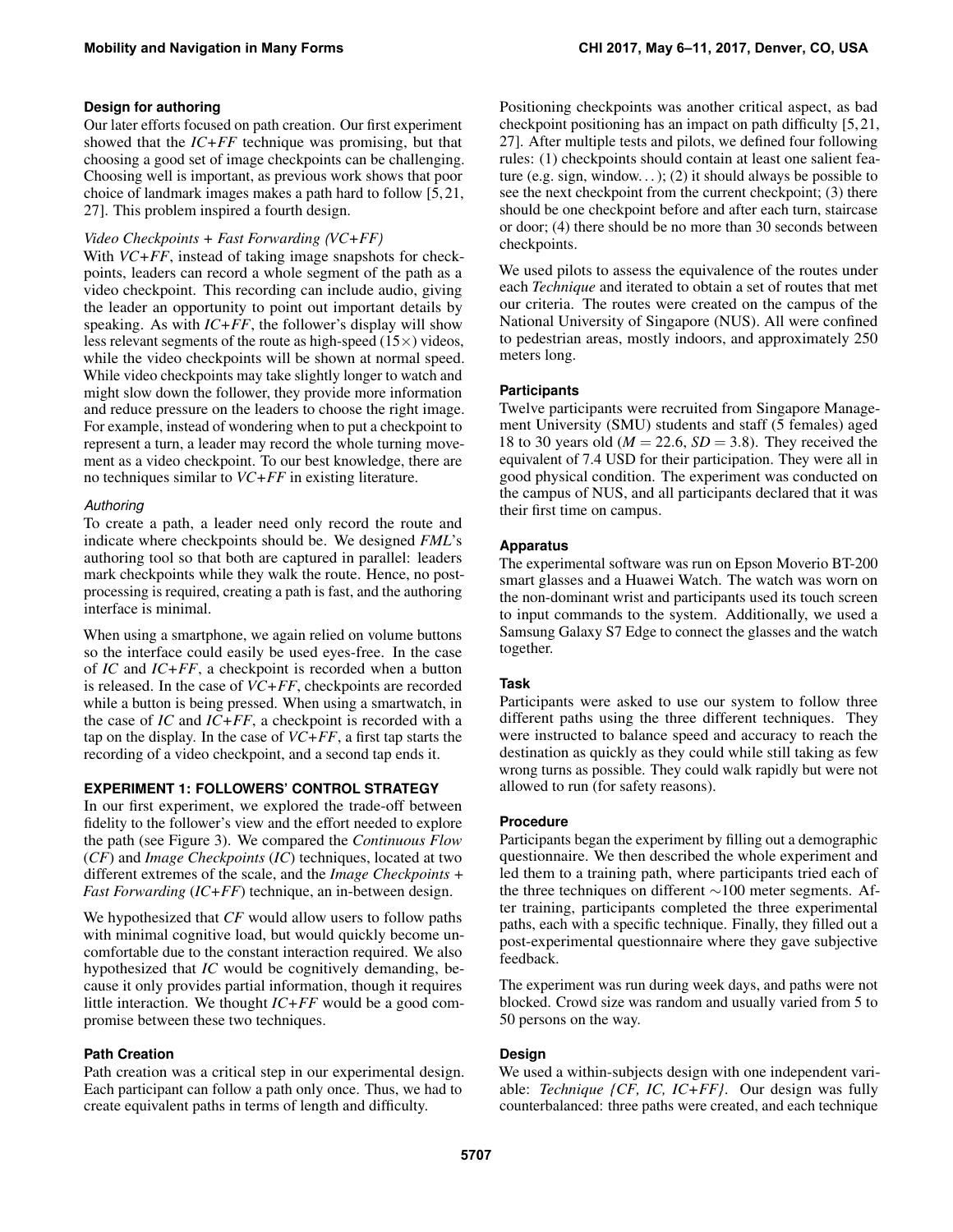### Design for authoring

Our later efforts focused on path creation. Our first experiment showed that the *IC+FF* technique was promising, but that choosing a good set of image checkpoints can be challenging. Choosing well is important, as previous work shows that poor choice of landmark images makes a path hard to follow [5, 21, 27]. This problem inspired a fourth design.

*Video Checkpoints + Fast Forwarding (VC+FF)*

With *VC+FF*, instead of taking image snapshots for checkpoints, leaders can record a whole segment of the path as a video checkpoint. This recording can include audio, giving the leader an opportunity to point out important details by speaking. As with *IC+FF*, the follower's display will show less relevant segments of the route as high-speed ($15\times$) videos, while the video checkpoints will be shown at normal speed. While video checkpoints may take slightly longer to watch and might slow down the follower, they provide more information and reduce pressure on the leaders to choose the right image. For example, instead of wondering when to put a checkpoint to represent a turn, a leader may record the whole turning movement as a video checkpoint. To our best knowledge, there are no techniques similar to *VC+FF* in existing literature.

#### *Authoring*

To create a path, a leader need only record the route and indicate where checkpoints should be. We designed *FML*'s authoring tool so that both are captured in parallel: leaders mark checkpoints while they walk the route. Hence, no post-processing is required, creating a path is fast, and the authoring interface is minimal.

When using a smartphone, we again relied on volume buttons so the interface could easily be used eyes-free. In the case of *IC* and *IC+FF*, a checkpoint is recorded when a button is released. In the case of *VC+FF*, checkpoints are recorded while a button is being pressed. When using a smartwatch, in the case of *IC* and *IC+FF*, a checkpoint is recorded with a tap on the display. In the case of *VC+FF*, a first tap starts the recording of a video checkpoint, and a second tap ends it.

## EXPERIMENT 1: FOLLOWERS' CONTROL STRATEGY

In our first experiment, we explored the trade-off between fidelity to the follower's view and the effort needed to explore the path (see Figure 3). We compared the *Continuous Flow* (*CF*) and *Image Checkpoints* (*IC*) techniques, located at two different extremes of the scale, and the *Image Checkpoints + Fast Forwarding* (*IC+FF*) technique, an in-between design.

We hypothesized that *CF* would allow users to follow paths with minimal cognitive load, but would quickly become uncomfortable due to the constant interaction required. We also hypothesized that *IC* would be cognitively demanding, because it only provides partial information, though it requires little interaction. We thought *IC+FF* would be a good compromise between these two techniques.

### Path Creation

Path creation was a critical step in our experimental design. Each participant can follow a path only once. Thus, we had to create equivalent paths in terms of length and difficulty.

Positioning checkpoints was another critical aspect, as bad checkpoint positioning has an impact on path difficulty [5, 21, 27]. After multiple tests and pilots, we defined four following rules: (1) checkpoints should contain at least one salient feature (e.g. sign, window. . . ); (2) it should always be possible to see the next checkpoint from the current checkpoint; (3) there should be one checkpoint before and after each turn, staircase or door; (4) there should be no more than 30 seconds between checkpoints.

We used pilots to assess the equivalence of the routes under each *Technique* and iterated to obtain a set of routes that met our criteria. The routes were created on the campus of the National University of Singapore (NUS). All were confined to pedestrian areas, mostly indoors, and approximately 250 meters long.

### Participants

Twelve participants were recruited from Singapore Management University (SMU) students and staff (5 females) aged 18 to 30 years old ($M = 22.6$, $SD = 3.8$). They received the equivalent of 7.4 USD for their participation. They were all in good physical condition. The experiment was conducted on the campus of NUS, and all participants declared that it was their first time on campus.

### Apparatus

The experimental software was run on Epson Moverio BT-200 smart glasses and a Huawei Watch. The watch was worn on the non-dominant wrist and participants used its touch screen to input commands to the system. Additionally, we used a Samsung Galaxy S7 Edge to connect the glasses and the watch together.

### Task

Participants were asked to use our system to follow three different paths using the three different techniques. They were instructed to balance speed and accuracy to reach the destination as quickly as they could while still taking as few wrong turns as possible. They could walk rapidly but were not allowed to run (for safety reasons).

### Procedure

Participants began the experiment by filling out a demographic questionnaire. We then described the whole experiment and led them to a training path, where participants tried each of the three techniques on different $\sim$100 meter segments. After training, participants completed the three experimental paths, each with a specific technique. Finally, they filled out a post-experimental questionnaire where they gave subjective feedback.

The experiment was run during week days, and paths were not blocked. Crowd size was random and usually varied from 5 to 50 persons on the way.

### Design

We used a within-subjects design with one independent variable: *Technique {CF, IC, IC+FF}*. Our design was fully counterbalanced: three paths were created, and each technique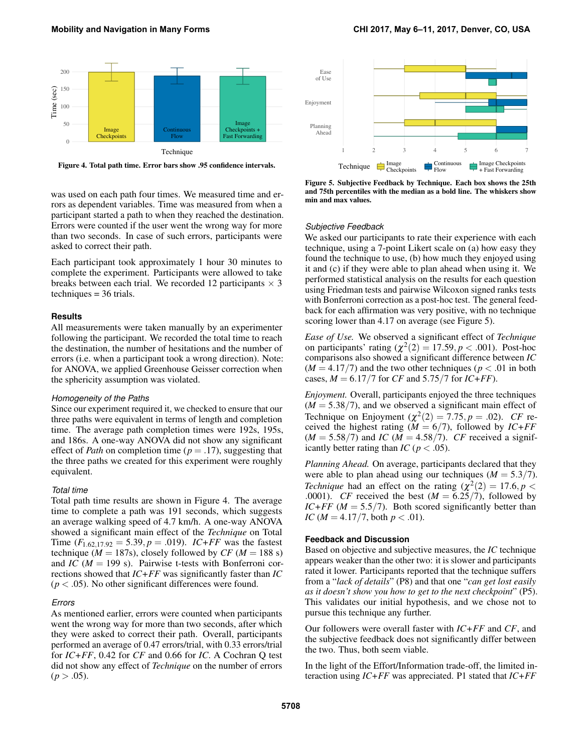Figure 4. Total path time. Error bars show .95 confidence intervals.

was used on each path four times. We measured time and errors as dependent variables. Time was measured from when a participant started a path to when they reached the destination. Errors were counted if the user went the wrong way for more than two seconds. In case of such errors, participants were asked to correct their path.

Each participant took approximately 1 hour 30 minutes to complete the experiment. Participants were allowed to take breaks between each trial. We recorded 12 participants × 3 techniques = 36 trials.

## Results

All measurements were taken manually by an experimenter following the participant. We recorded the total time to reach the destination, the number of hesitations and the number of errors (i.e. when a participant took a wrong direction). Note: for ANOVA, we applied Greenhouse Geisser correction when the sphericity assumption was violated.

### Homogeneity of the Paths

Since our experiment required it, we checked to ensure that our three paths were equivalent in terms of length and completion time. The average path completion times were 192s, 195s, and 186s. A one-way ANOVA did not show any significant effect of *Path* on completion time ($p = .17$), suggesting that the three paths we created for this experiment were roughly equivalent.

### Total time

Total path time results are shown in Figure 4. The average time to complete a path was 191 seconds, which suggests an average walking speed of 4.7 km/h. A one-way ANOVA showed a significant main effect of the *Technique* on Total Time ($F_{1.62,17.92} = 5.39, p = .019$). *IC+FF* was the fastest technique ($M = 187$s), closely followed by *CF* ($M = 188$ s) and *IC* ($M = 199$ s). Pairwise t-tests with Bonferroni corrections showed that *IC+FF* was significantly faster than *IC* ($p < .05$). No other significant differences were found.

### Errors

As mentioned earlier, errors were counted when participants went the wrong way for more than two seconds, after which they were asked to correct their path. Overall, participants performed an average of 0.47 errors/trial, with 0.33 errors/trial for *IC+FF*, 0.42 for *CF* and 0.66 for *IC*. A Cochran Q test did not show any effect of *Technique* on the number of errors ($p > .05$).

Figure 5. Subjective Feedback by Technique. Each box shows the 25th and 75th percentiles with the median as a bold line. The whiskers show min and max values.

### Subjective Feedback

We asked our participants to rate their experience with each technique, using a 7-point Likert scale on (a) how easy they found the technique to use, (b) how much they enjoyed using it and (c) if they were able to plan ahead when using it. We performed statistical analysis on the results for each question using Friedman tests and pairwise Wilcoxon signed ranks tests with Bonferroni correction as a post-hoc test. The general feedback for each affirmation was very positive, with no technique scoring lower than 4.17 on average (see Figure 5).

*Ease of Use.* We observed a significant effect of *Technique* on participants' rating ($\chi^2(2) = 17.59, p < .001$). Post-hoc comparisons also showed a significant difference between *IC* ($M = 4.17/7$) and the two other techniques ($p < .01$ in both cases, $M = 6.17/7$ for *CF* and 5.75/7 for *IC+FF*).

*Enjoyment.* Overall, participants enjoyed the three techniques ($M = 5.38/7$), and we observed a significant main effect of Technique on Enjoyment ($\chi^2(2) = 7.75, p = .02$). *CF* received the highest rating ($M = 6/7$), followed by *IC+FF* ($M = 5.58/7$) and *IC* ($M = 4.58/7$). *CF* received a significantly better rating than *IC* ($p < .05$).

*Planning Ahead.* On average, participants declared that they were able to plan ahead using our techniques ($M = 5.3/7$). *Technique* had an effect on the rating ($\chi^2(2) = 17.6, p < .0001$). *CF* received the best ($M = 6.25/7$), followed by *IC+FF* ($M = 5.5/7$). Both scored significantly better than *IC* ($M = 4.17/7$, both $p < .01$).

## Feedback and Discussion

Based on objective and subjective measures, the *IC* technique appears weaker than the other two: it is slower and participants rated it lower. Participants reported that the technique suffers from a "*lack of details*" (P8) and that one "*can get lost easily as it doesn't show you how to get to the next checkpoint*" (P5). This validates our initial hypothesis, and we chose not to pursue this technique any further.

Our followers were overall faster with *IC+FF* and *CF*, and the subjective feedback does not significantly differ between the two. Thus, both seem viable.

In the light of the Effort/Information trade-off, the limited interaction using *IC+FF* was appreciated. P1 stated that *IC+FF*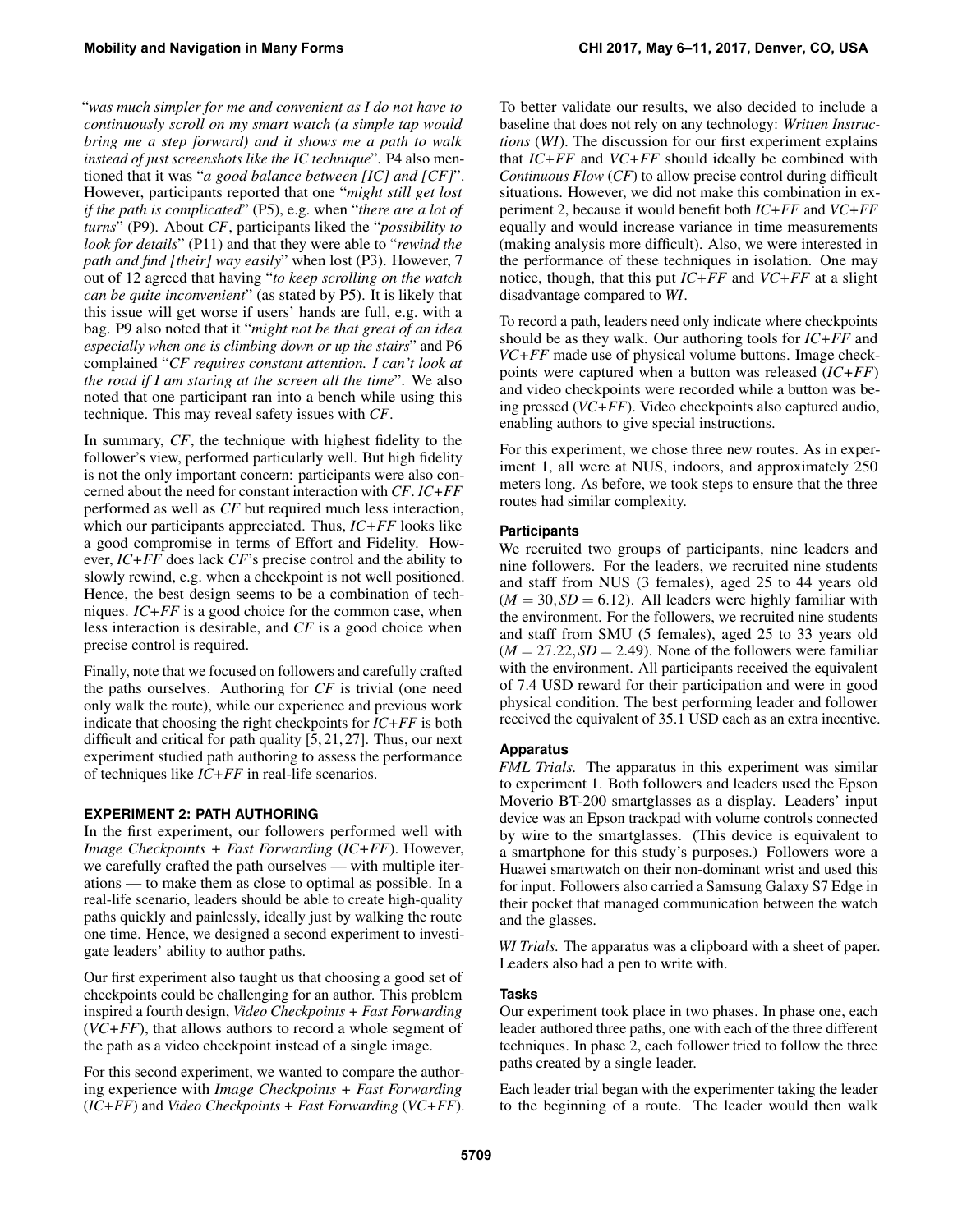"*was much simpler for me and convenient as I do not have to continuously scroll on my smart watch (a simple tap would bring me a step forward) and it shows me a path to walk instead of just screenshots like the IC technique*". P4 also mentioned that it was "*a good balance between [IC] and [CF]*". However, participants reported that one "*might still get lost if the path is complicated*" (P5), e.g. when "*there are a lot of turns*" (P9). About *CF*, participants liked the "*possibility to look for details*" (P11) and that they were able to "*rewind the path and find [their] way easily*" when lost (P3). However, 7 out of 12 agreed that having "*to keep scrolling on the watch can be quite inconvenient*" (as stated by P5). It is likely that this issue will get worse if users' hands are full, e.g. with a bag. P9 also noted that it "*might not be that great of an idea especially when one is climbing down or up the stairs*" and P6 complained "*CF requires constant attention. I can't look at the road if I am staring at the screen all the time*". We also noted that one participant ran into a bench while using this technique. This may reveal safety issues with *CF*.

In summary, *CF*, the technique with highest fidelity to the follower's view, performed particularly well. But high fidelity is not the only important concern: participants were also concerned about the need for constant interaction with *CF*. *IC+FF* performed as well as *CF* but required much less interaction, which our participants appreciated. Thus, *IC+FF* looks like a good compromise in terms of Effort and Fidelity. However, *IC+FF* does lack *CF*'s precise control and the ability to slowly rewind, e.g. when a checkpoint is not well positioned. Hence, the best design seems to be a combination of techniques. *IC+FF* is a good choice for the common case, when less interaction is desirable, and *CF* is a good choice when precise control is required.

Finally, note that we focused on followers and carefully crafted the paths ourselves. Authoring for *CF* is trivial (one need only walk the route), while our experience and previous work indicate that choosing the right checkpoints for *IC+FF* is both difficult and critical for path quality [5, 21, 27]. Thus, our next experiment studied path authoring to assess the performance of techniques like *IC+FF* in real-life scenarios.

## EXPERIMENT 2: PATH AUTHORING

In the first experiment, our followers performed well with *Image Checkpoints + Fast Forwarding* (*IC+FF*). However, we carefully crafted the path ourselves — with multiple iterations — to make them as close to optimal as possible. In a real-life scenario, leaders should be able to create high-quality paths quickly and painlessly, ideally just by walking the route one time. Hence, we designed a second experiment to investigate leaders' ability to author paths.

Our first experiment also taught us that choosing a good set of checkpoints could be challenging for an author. This problem inspired a fourth design, *Video Checkpoints + Fast Forwarding* (*VC+FF*), that allows authors to record a whole segment of the path as a video checkpoint instead of a single image.

For this second experiment, we wanted to compare the authoring experience with *Image Checkpoints + Fast Forwarding* (*IC+FF*) and *Video Checkpoints + Fast Forwarding* (*VC+FF*). To better validate our results, we also decided to include a baseline that does not rely on any technology: *Written Instructions* (*WI*). The discussion for our first experiment explains that *IC+FF* and *VC+FF* should ideally be combined with *Continuous Flow* (*CF*) to allow precise control during difficult situations. However, we did not make this combination in experiment 2, because it would benefit both *IC+FF* and *VC+FF* equally and would increase variance in time measurements (making analysis more difficult). Also, we were interested in the performance of these techniques in isolation. One may notice, though, that this put *IC+FF* and *VC+FF* at a slight disadvantage compared to *WI*.

To record a path, leaders need only indicate where checkpoints should be as they walk. Our authoring tools for *IC+FF* and *VC+FF* made use of physical volume buttons. Image checkpoints were captured when a button was released (*IC+FF*) and video checkpoints were recorded while a button was being pressed (*VC+FF*). Video checkpoints also captured audio, enabling authors to give special instructions.

For this experiment, we chose three new routes. As in experiment 1, all were at NUS, indoors, and approximately 250 meters long. As before, we took steps to ensure that the three routes had similar complexity.

### Participants

We recruited two groups of participants, nine leaders and nine followers. For the leaders, we recruited nine students and staff from NUS (3 females), aged 25 to 44 years old ($M = 30, SD = 6.12$). All leaders were highly familiar with the environment. For the followers, we recruited nine students and staff from SMU (5 females), aged 25 to 33 years old ($M = 27.22, SD = 2.49$). None of the followers were familiar with the environment. All participants received the equivalent of 7.4 USD reward for their participation and were in good physical condition. The best performing leader and follower received the equivalent of 35.1 USD each as an extra incentive.

### Apparatus

*FML Trials.* The apparatus in this experiment was similar to experiment 1. Both followers and leaders used the Epson Moverio BT-200 smartglasses as a display. Leaders' input device was an Epson trackpad with volume controls connected by wire to the smartglasses. (This device is equivalent to a smartphone for this study's purposes.) Followers wore a Huawei smartwatch on their non-dominant wrist and used this for input. Followers also carried a Samsung Galaxy S7 Edge in their pocket that managed communication between the watch and the glasses.

*WI Trials.* The apparatus was a clipboard with a sheet of paper. Leaders also had a pen to write with.

### Tasks

Our experiment took place in two phases. In phase one, each leader authored three paths, one with each of the three different techniques. In phase 2, each follower tried to follow the three paths created by a single leader.

Each leader trial began with the experimenter taking the leader to the beginning of a route. The leader would then walk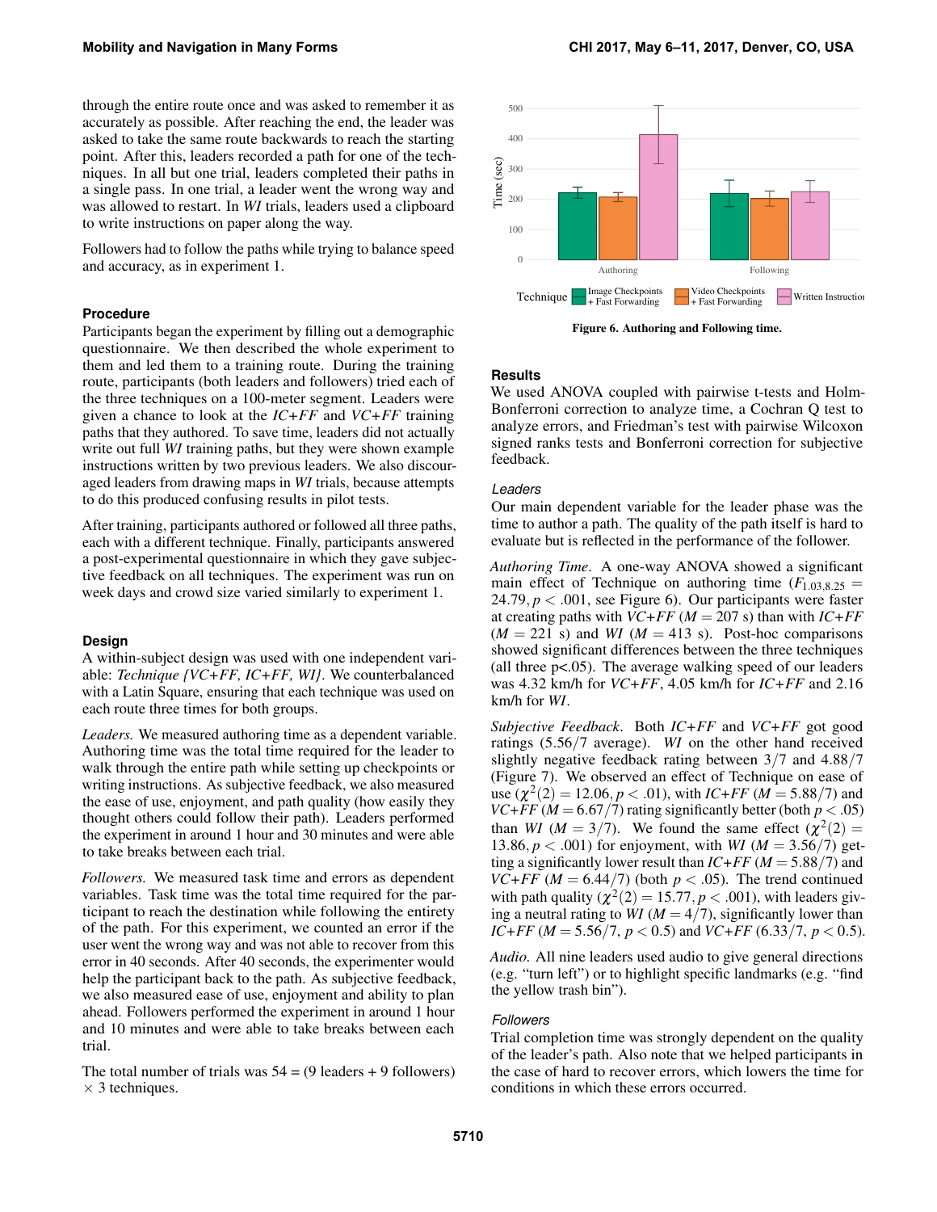through the entire route once and was asked to remember it as accurately as possible. After reaching the end, the leader was asked to take the same route backwards to reach the starting point. After this, leaders recorded a path for one of the techniques. In all but one trial, leaders completed their paths in a single pass. In one trial, a leader went the wrong way and was allowed to restart. In *WI* trials, leaders used a clipboard to write instructions on paper along the way.

Followers had to follow the paths while trying to balance speed and accuracy, as in experiment 1.

### Procedure

Participants began the experiment by filling out a demographic questionnaire. We then described the whole experiment to them and led them to a training route. During the training route, participants (both leaders and followers) tried each of the three techniques on a 100-meter segment. Leaders were given a chance to look at the *IC+FF* and *VC+FF* training paths that they authored. To save time, leaders did not actually write out full *WI* training paths, but they were shown example instructions written by two previous leaders. We also discouraged leaders from drawing maps in *WI* trials, because attempts to do this produced confusing results in pilot tests.

After training, participants authored or followed all three paths, each with a different technique. Finally, participants answered a post-experimental questionnaire in which they gave subjective feedback on all techniques. The experiment was run on week days and crowd size varied similarly to experiment 1.

### Design

A within-subject design was used with one independent variable: *Technique {VC+FF, IC+FF, WI}*. We counterbalanced with a Latin Square, ensuring that each technique was used on each route three times for both groups.

*Leaders.* We measured authoring time as a dependent variable. Authoring time was the total time required for the leader to walk through the entire path while setting up checkpoints or writing instructions. As subjective feedback, we also measured the ease of use, enjoyment, and path quality (how easily they thought others could follow their path). Leaders performed the experiment in around 1 hour and 30 minutes and were able to take breaks between each trial.

*Followers.* We measured task time and errors as dependent variables. Task time was the total time required for the participant to reach the destination while following the entirety of the path. For this experiment, we counted an error if the user went the wrong way and was not able to recover from this error in 40 seconds. After 40 seconds, the experimenter would help the participant back to the path. As subjective feedback, we also measured ease of use, enjoyment and ability to plan ahead. Followers performed the experiment in around 1 hour and 10 minutes and were able to take breaks between each trial.

The total number of trials was 54 = (9 leaders + 9 followers) $\times$ 3 techniques.

Figure 6. Authoring and Following time.

### Results

We used ANOVA coupled with pairwise t-tests and Holm-Bonferroni correction to analyze time, a Cochran Q test to analyze errors, and Friedman's test with pairwise Wilcoxon signed ranks tests and Bonferroni correction for subjective feedback.

#### Leaders

Our main dependent variable for the leader phase was the time to author a path. The quality of the path itself is hard to evaluate but is reflected in the performance of the follower.

*Authoring Time*. A one-way ANOVA showed a significant main effect of Technique on authoring time ($F_{1.03,8.25} = 24.79, p < .001$, see Figure 6). Our participants were faster at creating paths with *VC+FF* ($M = 207$ s) than with *IC+FF* ($M = 221$ s) and *WI* ($M = 413$ s). Post-hoc comparisons showed significant differences between the three techniques (all three p<.05). The average walking speed of our leaders was 4.32 km/h for *VC+FF*, 4.05 km/h for *IC+FF* and 2.16 km/h for *WI*.

*Subjective Feedback*. Both *IC+FF* and *VC+FF* got good ratings (5.56/7 average). *WI* on the other hand received slightly negative feedback rating between 3/7 and 4.88/7 (Figure 7). We observed an effect of Technique on ease of use ($\chi^2(2) = 12.06, p < .01$), with *IC+FF* ($M = 5.88/7$) and *VC+FF* ($M = 6.67/7$) rating significantly better (both $p < .05$) than *WI* ($M = 3/7$). We found the same effect ($\chi^2(2) = 13.86, p < .001$) for enjoyment, with *WI* ($M = 3.56/7$) getting a significantly lower result than *IC+FF* ($M = 5.88/7$) and *VC+FF* ($M = 6.44/7$) (both $p < .05$). The trend continued with path quality ($\chi^2(2) = 15.77, p < .001$), with leaders giving a neutral rating to *WI* ($M = 4/7$), significantly lower than *IC+FF* ($M = 5.56/7$, $p < 0.5$) and *VC+FF* ($6.33/7$, $p < 0.5$).

*Audio.* All nine leaders used audio to give general directions (e.g. "turn left") or to highlight specific landmarks (e.g. "find the yellow trash bin").

#### Followers

Trial completion time was strongly dependent on the quality of the leader's path. Also note that we helped participants in the case of hard to recover errors, which lowers the time for conditions in which these errors occurred.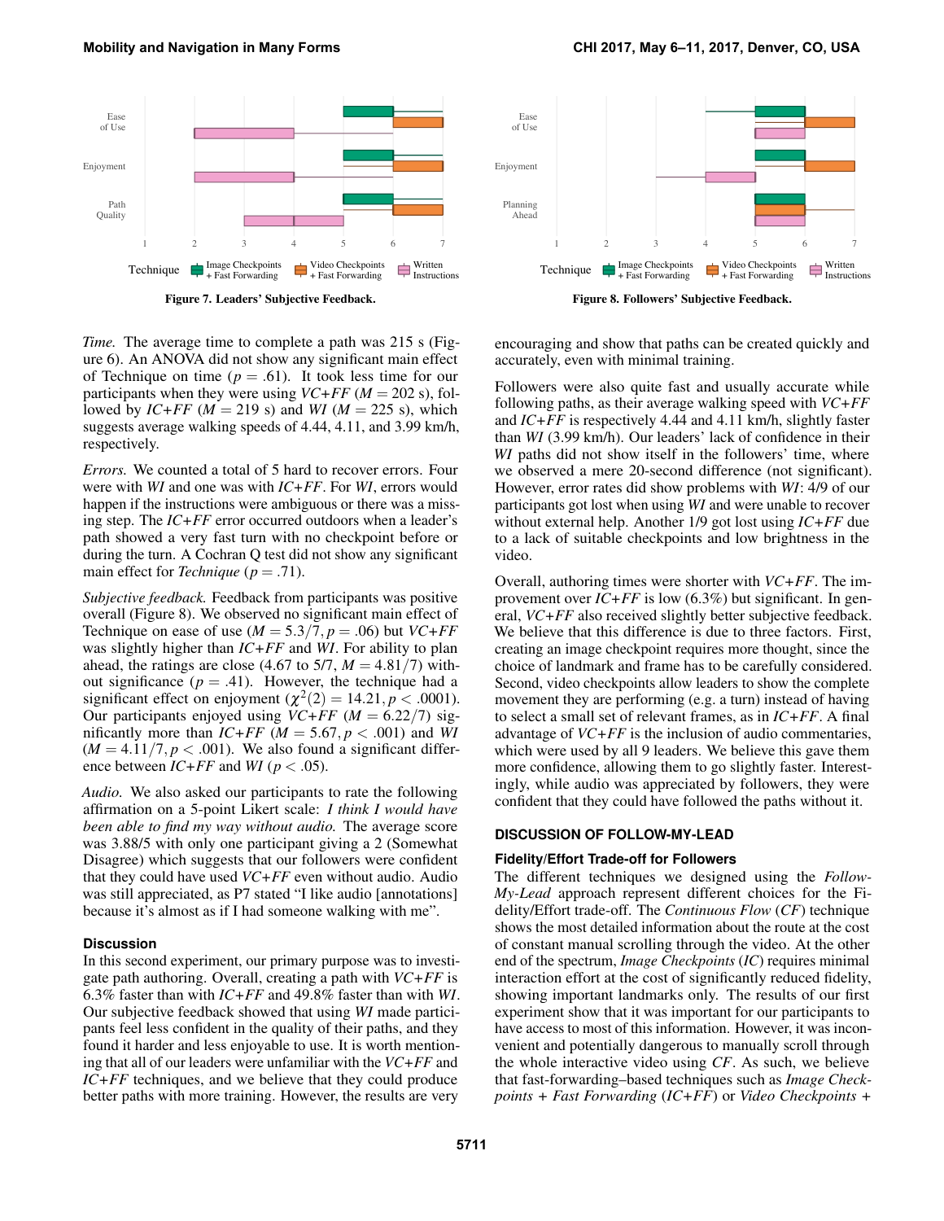Figure 7. Leaders' Subjective Feedback.

Figure 8. Followers' Subjective Feedback.

*Time.* The average time to complete a path was 215 s (Figure 6). An ANOVA did not show any significant main effect of Technique on time ($p = .61$). It took less time for our participants when they were using *VC+FF* ($M = 202$ s), followed by *IC+FF* ($M = 219$ s) and *WI* ($M = 225$ s), which suggests average walking speeds of 4.44, 4.11, and 3.99 km/h, respectively.

*Errors.* We counted a total of 5 hard to recover errors. Four were with *WI* and one was with *IC+FF*. For *WI*, errors would happen if the instructions were ambiguous or there was a missing step. The *IC+FF* error occurred outdoors when a leader's path showed a very fast turn with no checkpoint before or during the turn. A Cochran Q test did not show any significant main effect for *Technique* ($p = .71$).

*Subjective feedback.* Feedback from participants was positive overall (Figure 8). We observed no significant main effect of Technique on ease of use ($M = 5.3/7, p = .06$) but *VC+FF* was slightly higher than *IC+FF* and *WI*. For ability to plan ahead, the ratings are close (4.67 to 5/7, $M = 4.81/7$) without significance ($p = .41$). However, the technique had a significant effect on enjoyment ($\chi^2(2) = 14.21, p < .0001$). Our participants enjoyed using *VC+FF* ($M = 6.22/7$) significantly more than *IC+FF* ($M = 5.67, p < .001$) and *WI* ($M = 4.11/7, p < .001$). We also found a significant difference between *IC+FF* and *WI* ($p < .05$).

*Audio.* We also asked our participants to rate the following affirmation on a 5-point Likert scale: *I think I would have been able to find my way without audio.* The average score was 3.88/5 with only one participant giving a 2 (Somewhat Disagree) which suggests that our followers were confident that they could have used *VC+FF* even without audio. Audio was still appreciated, as P7 stated "I like audio [annotations] because it's almost as if I had someone walking with me".

### Discussion

In this second experiment, our primary purpose was to investigate path authoring. Overall, creating a path with *VC+FF* is 6.3% faster than with *IC+FF* and 49.8% faster than with *WI*. Our subjective feedback showed that using *WI* made participants feel less confident in the quality of their paths, and they found it harder and less enjoyable to use. It is worth mentioning that all of our leaders were unfamiliar with the *VC+FF* and *IC+FF* techniques, and we believe that they could produce better paths with more training. However, the results are very encouraging and show that paths can be created quickly and accurately, even with minimal training.

Followers were also quite fast and usually accurate while following paths, as their average walking speed with *VC+FF* and *IC+FF* is respectively 4.44 and 4.11 km/h, slightly faster than *WI* (3.99 km/h). Our leaders' lack of confidence in their *WI* paths did not show itself in the followers' time, where we observed a mere 20-second difference (not significant). However, error rates did show problems with *WI*: 4/9 of our participants got lost when using *WI* and were unable to recover without external help. Another 1/9 got lost using *IC+FF* due to a lack of suitable checkpoints and low brightness in the video.

Overall, authoring times were shorter with *VC+FF*. The improvement over *IC+FF* is low (6.3%) but significant. In general, *VC+FF* also received slightly better subjective feedback. We believe that this difference is due to three factors. First, creating an image checkpoint requires more thought, since the choice of landmark and frame has to be carefully considered. Second, video checkpoints allow leaders to show the complete movement they are performing (e.g. a turn) instead of having to select a small set of relevant frames, as in *IC+FF*. A final advantage of *VC+FF* is the inclusion of audio commentaries, which were used by all 9 leaders. We believe this gave them more confidence, allowing them to go slightly faster. Interestingly, while audio was appreciated by followers, they were confident that they could have followed the paths without it.

## DISCUSSION OF FOLLOW-MY-LEAD

### Fidelity/Effort Trade-off for Followers

The different techniques we designed using the *Follow-My-Lead* approach represent different choices for the Fidelity/Effort trade-off. The *Continuous Flow* (*CF*) technique shows the most detailed information about the route at the cost of constant manual scrolling through the video. At the other end of the spectrum, *Image Checkpoints* (*IC*) requires minimal interaction effort at the cost of significantly reduced fidelity, showing important landmarks only. The results of our first experiment show that it was important for our participants to have access to most of this information. However, it was inconvenient and potentially dangerous to manually scroll through the whole interactive video using *CF*. As such, we believe that fast-forwarding–based techniques such as *Image Checkpoints + Fast Forwarding* (*IC+FF*) or *Video Checkpoints +*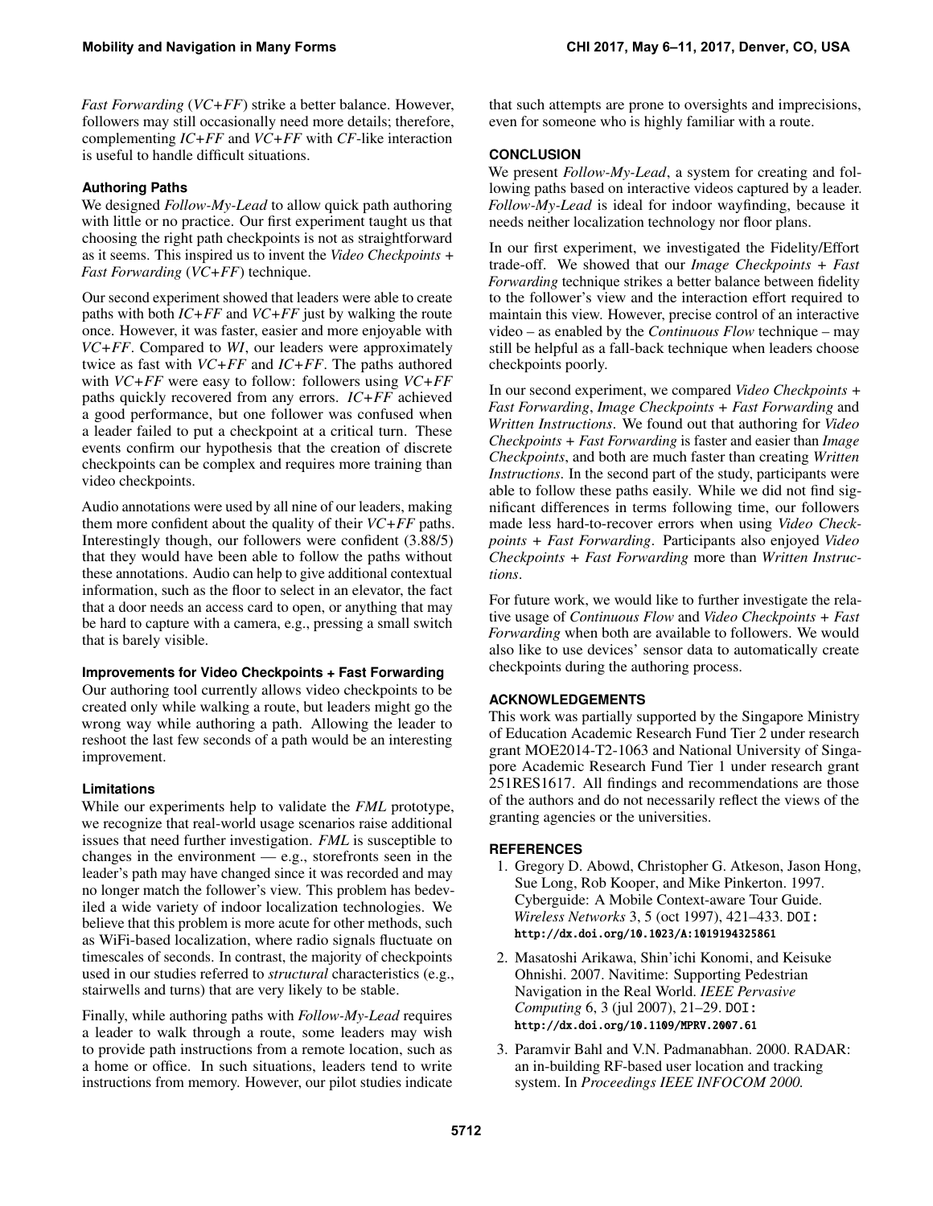*Fast Forwarding* (*VC+FF*) strike a better balance. However, followers may still occasionally need more details; therefore, complementing *IC+FF* and *VC+FF* with *CF*-like interaction is useful to handle difficult situations.

### Authoring Paths

We designed *Follow-My-Lead* to allow quick path authoring with little or no practice. Our first experiment taught us that choosing the right path checkpoints is not as straightforward as it seems. This inspired us to invent the *Video Checkpoints + Fast Forwarding* (*VC+FF*) technique.

Our second experiment showed that leaders were able to create paths with both *IC+FF* and *VC+FF* just by walking the route once. However, it was faster, easier and more enjoyable with *VC+FF*. Compared to *WI*, our leaders were approximately twice as fast with *VC+FF* and *IC+FF*. The paths authored with *VC+FF* were easy to follow: followers using *VC+FF* paths quickly recovered from any errors. *IC+FF* achieved a good performance, but one follower was confused when a leader failed to put a checkpoint at a critical turn. These events confirm our hypothesis that the creation of discrete checkpoints can be complex and requires more training than video checkpoints.

Audio annotations were used by all nine of our leaders, making them more confident about the quality of their *VC+FF* paths. Interestingly though, our followers were confident (3.88/5) that they would have been able to follow the paths without these annotations. Audio can help to give additional contextual information, such as the floor to select in an elevator, the fact that a door needs an access card to open, or anything that may be hard to capture with a camera, e.g., pressing a small switch that is barely visible.

### Improvements for Video Checkpoints + Fast Forwarding

Our authoring tool currently allows video checkpoints to be created only while walking a route, but leaders might go the wrong way while authoring a path. Allowing the leader to reshoot the last few seconds of a path would be an interesting improvement.

### Limitations

While our experiments help to validate the *FML* prototype, we recognize that real-world usage scenarios raise additional issues that need further investigation. *FML* is susceptible to changes in the environment — e.g., storefronts seen in the leader's path may have changed since it was recorded and may no longer match the follower's view. This problem has bedeviled a wide variety of indoor localization technologies. We believe that this problem is more acute for other methods, such as WiFi-based localization, where radio signals fluctuate on timescales of seconds. In contrast, the majority of checkpoints used in our studies referred to *structural* characteristics (e.g., stairwells and turns) that are very likely to be stable.

Finally, while authoring paths with *Follow-My-Lead* requires a leader to walk through a route, some leaders may wish to provide path instructions from a remote location, such as a home or office. In such situations, leaders tend to write instructions from memory. However, our pilot studies indicate that such attempts are prone to oversights and imprecisions, even for someone who is highly familiar with a route.

## CONCLUSION

We present *Follow-My-Lead*, a system for creating and following paths based on interactive videos captured by a leader. *Follow-My-Lead* is ideal for indoor wayfinding, because it needs neither localization technology nor floor plans.

In our first experiment, we investigated the Fidelity/Effort trade-off. We showed that our *Image Checkpoints + Fast Forwarding* technique strikes a better balance between fidelity to the follower's view and the interaction effort required to maintain this view. However, precise control of an interactive video – as enabled by the *Continuous Flow* technique – may still be helpful as a fall-back technique when leaders choose checkpoints poorly.

In our second experiment, we compared *Video Checkpoints + Fast Forwarding*, *Image Checkpoints + Fast Forwarding* and *Written Instructions*. We found out that authoring for *Video Checkpoints + Fast Forwarding* is faster and easier than *Image Checkpoints*, and both are much faster than creating *Written Instructions*. In the second part of the study, participants were able to follow these paths easily. While we did not find significant differences in terms following time, our followers made less hard-to-recover errors when using *Video Checkpoints + Fast Forwarding*. Participants also enjoyed *Video Checkpoints + Fast Forwarding* more than *Written Instructions*.

For future work, we would like to further investigate the relative usage of *Continuous Flow* and *Video Checkpoints + Fast Forwarding* when both are available to followers. We would also like to use devices' sensor data to automatically create checkpoints during the authoring process.

## ACKNOWLEDGEMENTS

This work was partially supported by the Singapore Ministry of Education Academic Research Fund Tier 2 under research grant MOE2014-T2-1063 and National University of Singapore Academic Research Fund Tier 1 under research grant 251RES1617. All findings and recommendations are those of the authors and do not necessarily reflect the views of the granting agencies or the universities.

## REFERENCES

1. Gregory D. Abowd, Christopher G. Atkeson, Jason Hong, Sue Long, Rob Kooper, and Mike Pinkerton. 1997. Cyberguide: A Mobile Context-aware Tour Guide. *Wireless Networks* 3, 5 (oct 1997), 421–433. DOI: http://dx.doi.org/10.1023/A:1019194325861
2. Masatoshi Arikawa, Shin'ichi Konomi, and Keisuke Ohnishi. 2007. Navitime: Supporting Pedestrian Navigation in the Real World. *IEEE Pervasive Computing* 6, 3 (jul 2007), 21–29. DOI: http://dx.doi.org/10.1109/MPRV.2007.61
3. Paramvir Bahl and V.N. Padmanabhan. 2000. RADAR: an in-building RF-based user location and tracking system. In *Proceedings IEEE INFOCOM 2000.*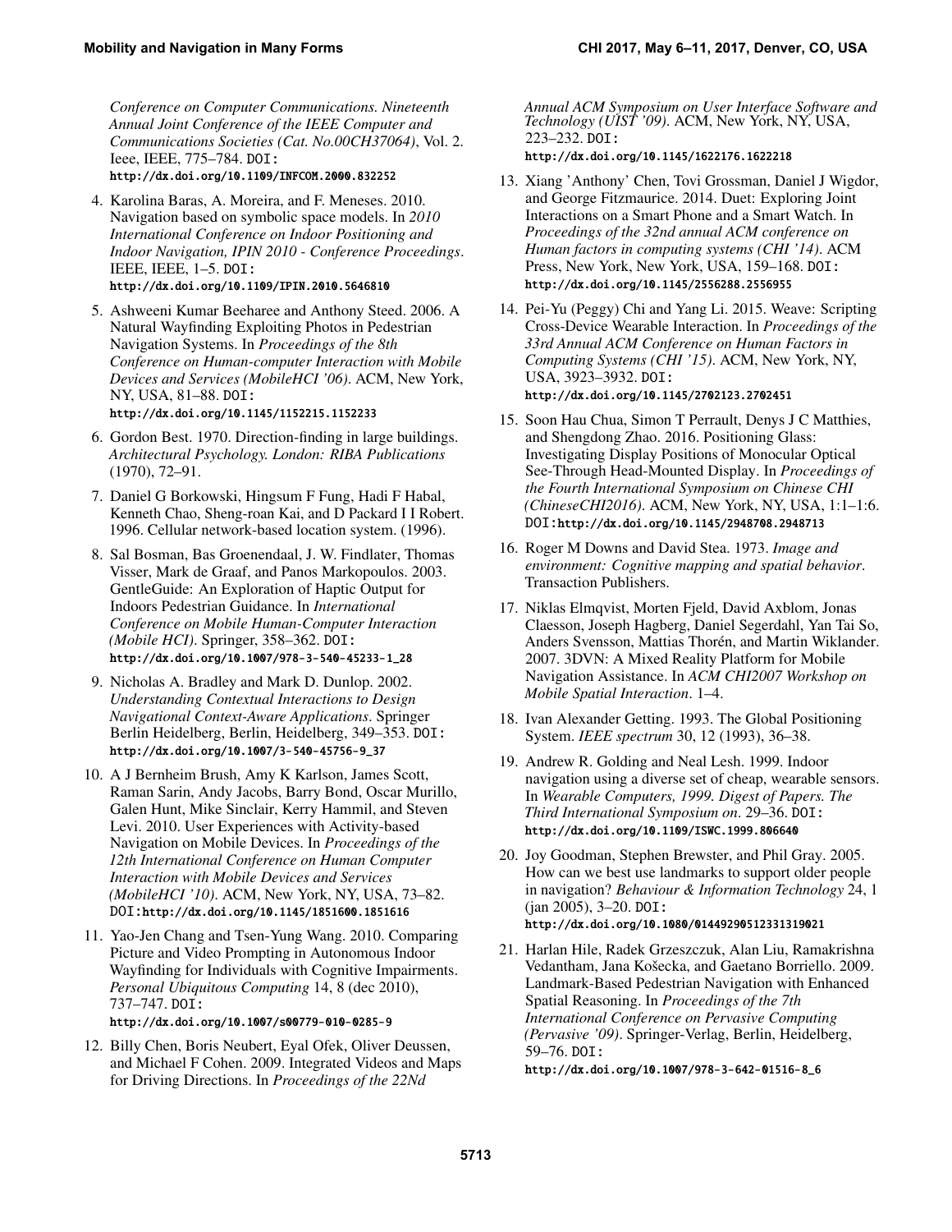*Conference on Computer Communications. Nineteenth Annual Joint Conference of the IEEE Computer and Communications Societies (Cat. No.00CH37064)*, Vol. 2. Ieee, IEEE, 775–784. DOI: http://dx.doi.org/10.1109/INFCOM.2000.832252

4. Karolina Baras, A. Moreira, and F. Meneses. 2010. Navigation based on symbolic space models. In *2010 International Conference on Indoor Positioning and Indoor Navigation, IPIN 2010 - Conference Proceedings*. IEEE, IEEE, 1–5. DOI: http://dx.doi.org/10.1109/IPIN.2010.5646810

5. Ashweeni Kumar Beeharee and Anthony Steed. 2006. A Natural Wayfinding Exploiting Photos in Pedestrian Navigation Systems. In *Proceedings of the 8th Conference on Human-computer Interaction with Mobile Devices and Services (MobileHCI '06)*. ACM, New York, NY, USA, 81–88. DOI: http://dx.doi.org/10.1145/1152215.1152233

6. Gordon Best. 1970. Direction-finding in large buildings. *Architectural Psychology. London: RIBA Publications* (1970), 72–91.

7. Daniel G Borkowski, Hingsum F Fung, Hadi F Habal, Kenneth Chao, Sheng-roan Kai, and D Packard I I Robert. 1996. Cellular network-based location system. (1996).

8. Sal Bosman, Bas Groenendaal, J. W. Findlater, Thomas Visser, Mark de Graaf, and Panos Markopoulos. 2003. GentleGuide: An Exploration of Haptic Output for Indoors Pedestrian Guidance. In *International Conference on Mobile Human-Computer Interaction (Mobile HCI)*. Springer, 358–362. DOI: http://dx.doi.org/10.1007/978-3-540-45233-1_28

9. Nicholas A. Bradley and Mark D. Dunlop. 2002. *Understanding Contextual Interactions to Design Navigational Context-Aware Applications*. Springer Berlin Heidelberg, Berlin, Heidelberg, 349–353. DOI: http://dx.doi.org/10.1007/3-540-45756-9_37

10. A J Bernheim Brush, Amy K Karlson, James Scott, Raman Sarin, Andy Jacobs, Barry Bond, Oscar Murillo, Galen Hunt, Mike Sinclair, Kerry Hammil, and Steven Levi. 2010. User Experiences with Activity-based Navigation on Mobile Devices. In *Proceedings of the 12th International Conference on Human Computer Interaction with Mobile Devices and Services (MobileHCI '10)*. ACM, New York, NY, USA, 73–82. DOI:http://dx.doi.org/10.1145/1851600.1851616

11. Yao-Jen Chang and Tsen-Yung Wang. 2010. Comparing Picture and Video Prompting in Autonomous Indoor Wayfinding for Individuals with Cognitive Impairments. *Personal Ubiquitous Computing* 14, 8 (dec 2010), 737–747. DOI: http://dx.doi.org/10.1007/s00779-010-0285-9

12. Billy Chen, Boris Neubert, Eyal Ofek, Oliver Deussen, and Michael F Cohen. 2009. Integrated Videos and Maps for Driving Directions. In *Proceedings of the 22Nd Annual ACM Symposium on User Interface Software and Technology (UIST '09)*. ACM, New York, NY, USA, 223–232. DOI: http://dx.doi.org/10.1145/1622176.1622218

13. Xiang 'Anthony' Chen, Tovi Grossman, Daniel J Wigdor, and George Fitzmaurice. 2014. Duet: Exploring Joint Interactions on a Smart Phone and a Smart Watch. In *Proceedings of the 32nd annual ACM conference on Human factors in computing systems (CHI '14)*. ACM Press, New York, New York, USA, 159–168. DOI: http://dx.doi.org/10.1145/2556288.2556955

14. Pei-Yu (Peggy) Chi and Yang Li. 2015. Weave: Scripting Cross-Device Wearable Interaction. In *Proceedings of the 33rd Annual ACM Conference on Human Factors in Computing Systems (CHI '15)*. ACM, New York, NY, USA, 3923–3932. DOI: http://dx.doi.org/10.1145/2702123.2702451

15. Soon Hau Chua, Simon T Perrault, Denys J C Matthies, and Shengdong Zhao. 2016. Positioning Glass: Investigating Display Positions of Monocular Optical See-Through Head-Mounted Display. In *Proceedings of the Fourth International Symposium on Chinese CHI (ChineseCHI2016)*. ACM, New York, NY, USA, 1:1–1:6. DOI:http://dx.doi.org/10.1145/2948708.2948713

16. Roger M Downs and David Stea. 1973. *Image and environment: Cognitive mapping and spatial behavior*. Transaction Publishers.

17. Niklas Elmqvist, Morten Fjeld, David Axblom, Jonas Claesson, Joseph Hagberg, Daniel Segerdahl, Yan Tai So, Anders Svensson, Mattias Thorén, and Martin Wiklander. 2007. 3DVN: A Mixed Reality Platform for Mobile Navigation Assistance. In *ACM CHI2007 Workshop on Mobile Spatial Interaction*. 1–4.

18. Ivan Alexander Getting. 1993. The Global Positioning System. *IEEE spectrum* 30, 12 (1993), 36–38.

19. Andrew R. Golding and Neal Lesh. 1999. Indoor navigation using a diverse set of cheap, wearable sensors. In *Wearable Computers, 1999. Digest of Papers. The Third International Symposium on*. 29–36. DOI: http://dx.doi.org/10.1109/ISWC.1999.806640

20. Joy Goodman, Stephen Brewster, and Phil Gray. 2005. How can we best use landmarks to support older people in navigation? *Behaviour & Information Technology* 24, 1 (jan 2005), 3–20. DOI: http://dx.doi.org/10.1080/01449290512331319021

21. Harlan Hile, Radek Grzeszczuk, Alan Liu, Ramakrishna Vedantham, Jana Košecka, and Gaetano Borriello. 2009. Landmark-Based Pedestrian Navigation with Enhanced Spatial Reasoning. In *Proceedings of the 7th International Conference on Pervasive Computing (Pervasive '09)*. Springer-Verlag, Berlin, Heidelberg, 59–76. DOI: http://dx.doi.org/10.1007/978-3-642-01516-8_6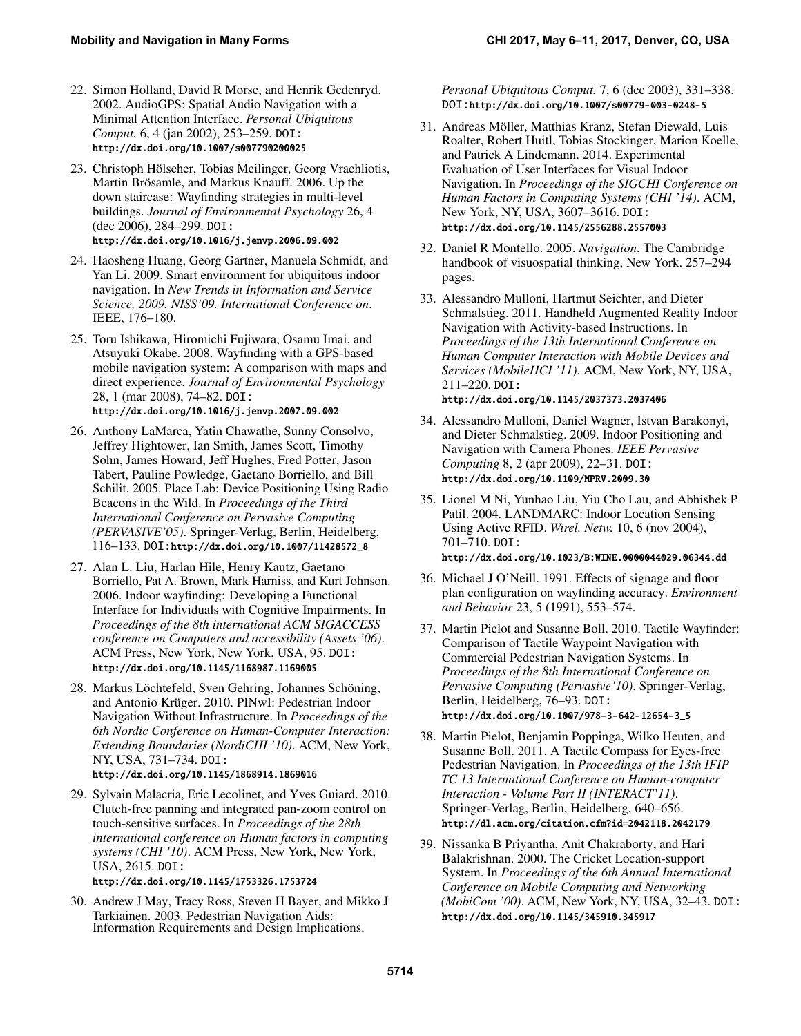22. Simon Holland, David R Morse, and Henrik Gedenryd. 2002. AudioGPS: Spatial Audio Navigation with a Minimal Attention Interface. *Personal Ubiquitous Comput.* 6, 4 (jan 2002), 253–259. DOI: http://dx.doi.org/10.1007/s007790200025

23. Christoph Hölscher, Tobias Meilinger, Georg Vrachliotis, Martin Brösamle, and Markus Knauff. 2006. Up the down staircase: Wayfinding strategies in multi-level buildings. *Journal of Environmental Psychology* 26, 4 (dec 2006), 284–299. DOI: http://dx.doi.org/10.1016/j.jenvp.2006.09.002

24. Haosheng Huang, Georg Gartner, Manuela Schmidt, and Yan Li. 2009. Smart environment for ubiquitous indoor navigation. In *New Trends in Information and Service Science, 2009. NISS'09. International Conference on*. IEEE, 176–180.

25. Toru Ishikawa, Hiromichi Fujiwara, Osamu Imai, and Atsuyuki Okabe. 2008. Wayfinding with a GPS-based mobile navigation system: A comparison with maps and direct experience. *Journal of Environmental Psychology* 28, 1 (mar 2008), 74–82. DOI: http://dx.doi.org/10.1016/j.jenvp.2007.09.002

26. Anthony LaMarca, Yatin Chawathe, Sunny Consolvo, Jeffrey Hightower, Ian Smith, James Scott, Timothy Sohn, James Howard, Jeff Hughes, Fred Potter, Jason Tabert, Pauline Powledge, Gaetano Borriello, and Bill Schilit. 2005. Place Lab: Device Positioning Using Radio Beacons in the Wild. In *Proceedings of the Third International Conference on Pervasive Computing (PERVASIVE'05)*. Springer-Verlag, Berlin, Heidelberg, 116–133. DOI:http://dx.doi.org/10.1007/11428572_8

27. Alan L. Liu, Harlan Hile, Henry Kautz, Gaetano Borriello, Pat A. Brown, Mark Harniss, and Kurt Johnson. 2006. Indoor wayfinding: Developing a Functional Interface for Individuals with Cognitive Impairments. In *Proceedings of the 8th international ACM SIGACCESS conference on Computers and accessibility (Assets '06)*. ACM Press, New York, New York, USA, 95. DOI: http://dx.doi.org/10.1145/1168987.1169005

28. Markus Löchtefeld, Sven Gehring, Johannes Schöning, and Antonio Krüger. 2010. PINwI: Pedestrian Indoor Navigation Without Infrastructure. In *Proceedings of the 6th Nordic Conference on Human-Computer Interaction: Extending Boundaries (NordiCHI '10)*. ACM, New York, NY, USA, 731–734. DOI: http://dx.doi.org/10.1145/1868914.1869016

29. Sylvain Malacria, Eric Lecolinet, and Yves Guiard. 2010. Clutch-free panning and integrated pan-zoom control on touch-sensitive surfaces. In *Proceedings of the 28th international conference on Human factors in computing systems (CHI '10)*. ACM Press, New York, New York, USA, 2615. DOI: http://dx.doi.org/10.1145/1753326.1753724

30. Andrew J May, Tracy Ross, Steven H Bayer, and Mikko J Tarkiainen. 2003. Pedestrian Navigation Aids: Information Requirements and Design Implications. *Personal Ubiquitous Comput.* 7, 6 (dec 2003), 331–338. DOI:http://dx.doi.org/10.1007/s00779-003-0248-5

31. Andreas Möller, Matthias Kranz, Stefan Diewald, Luis Roalter, Robert Huitl, Tobias Stockinger, Marion Koelle, and Patrick A Lindemann. 2014. Experimental Evaluation of User Interfaces for Visual Indoor Navigation. In *Proceedings of the SIGCHI Conference on Human Factors in Computing Systems (CHI '14)*. ACM, New York, NY, USA, 3607–3616. DOI: http://dx.doi.org/10.1145/2556288.2557003

32. Daniel R Montello. 2005. *Navigation*. The Cambridge handbook of visuospatial thinking, New York. 257–294 pages.

33. Alessandro Mulloni, Hartmut Seichter, and Dieter Schmalstieg. 2011. Handheld Augmented Reality Indoor Navigation with Activity-based Instructions. In *Proceedings of the 13th International Conference on Human Computer Interaction with Mobile Devices and Services (MobileHCI '11)*. ACM, New York, NY, USA, 211–220. DOI: http://dx.doi.org/10.1145/2037373.2037406

34. Alessandro Mulloni, Daniel Wagner, Istvan Barakonyi, and Dieter Schmalstieg. 2009. Indoor Positioning and Navigation with Camera Phones. *IEEE Pervasive Computing* 8, 2 (apr 2009), 22–31. DOI: http://dx.doi.org/10.1109/MPRV.2009.30

35. Lionel M Ni, Yunhao Liu, Yiu Cho Lau, and Abhishek P Patil. 2004. LANDMARC: Indoor Location Sensing Using Active RFID. *Wirel. Netw.* 10, 6 (nov 2004), 701–710. DOI: http://dx.doi.org/10.1023/B:WINE.0000044029.06344.dd

36. Michael J O'Neill. 1991. Effects of signage and floor plan configuration on wayfinding accuracy. *Environment and Behavior* 23, 5 (1991), 553–574.

37. Martin Pielot and Susanne Boll. 2010. Tactile Wayfinder: Comparison of Tactile Waypoint Navigation with Commercial Pedestrian Navigation Systems. In *Proceedings of the 8th International Conference on Pervasive Computing (Pervasive'10)*. Springer-Verlag, Berlin, Heidelberg, 76–93. DOI: http://dx.doi.org/10.1007/978-3-642-12654-3_5

38. Martin Pielot, Benjamin Poppinga, Wilko Heuten, and Susanne Boll. 2011. A Tactile Compass for Eyes-free Pedestrian Navigation. In *Proceedings of the 13th IFIP TC 13 International Conference on Human-computer Interaction - Volume Part II (INTERACT'11)*. Springer-Verlag, Berlin, Heidelberg, 640–656. http://dl.acm.org/citation.cfm?id=2042118.2042179

39. Nissanka B Priyantha, Anit Chakraborty, and Hari Balakrishnan. 2000. The Cricket Location-support System. In *Proceedings of the 6th Annual International Conference on Mobile Computing and Networking (MobiCom '00)*. ACM, New York, NY, USA, 32–43. DOI: http://dx.doi.org/10.1145/345910.345917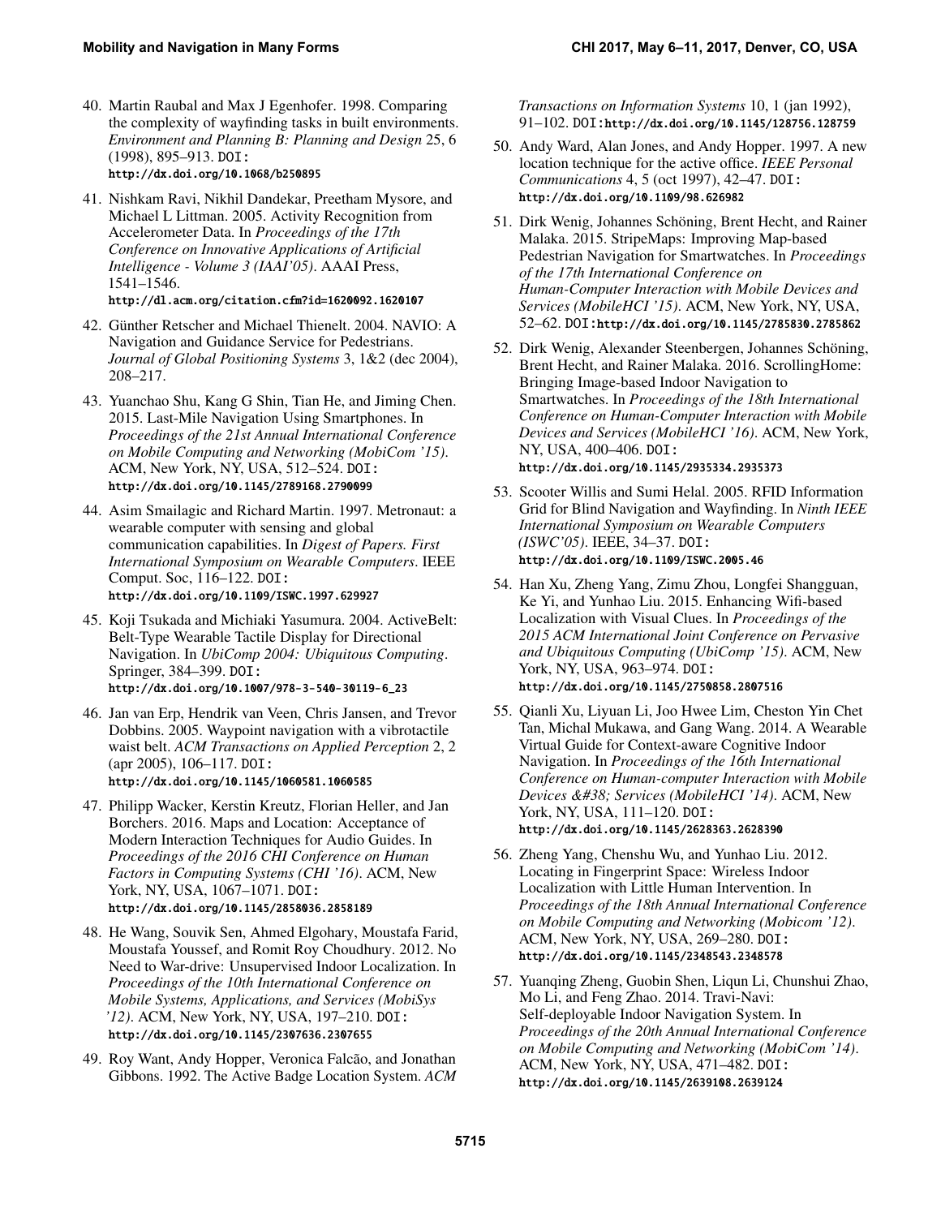40. Martin Raubal and Max J Egenhofer. 1998. Comparing the complexity of wayfinding tasks in built environments. *Environment and Planning B: Planning and Design* 25, 6 (1998), 895–913. DOI: http://dx.doi.org/10.1068/b250895

41. Nishkam Ravi, Nikhil Dandekar, Preetham Mysore, and Michael L Littman. 2005. Activity Recognition from Accelerometer Data. In *Proceedings of the 17th Conference on Innovative Applications of Artificial Intelligence - Volume 3 (IAAI'05)*. AAAI Press, 1541–1546. http://dl.acm.org/citation.cfm?id=1620092.1620107

42. Günther Retscher and Michael Thienelt. 2004. NAVIO: A Navigation and Guidance Service for Pedestrians. *Journal of Global Positioning Systems* 3, 1&2 (dec 2004), 208–217.

43. Yuanchao Shu, Kang G Shin, Tian He, and Jiming Chen. 2015. Last-Mile Navigation Using Smartphones. In *Proceedings of the 21st Annual International Conference on Mobile Computing and Networking (MobiCom '15)*. ACM, New York, NY, USA, 512–524. DOI: http://dx.doi.org/10.1145/2789168.2790099

44. Asim Smailagic and Richard Martin. 1997. Metronaut: a wearable computer with sensing and global communication capabilities. In *Digest of Papers. First International Symposium on Wearable Computers*. IEEE Comput. Soc, 116–122. DOI: http://dx.doi.org/10.1109/ISWC.1997.629927

45. Koji Tsukada and Michiaki Yasumura. 2004. ActiveBelt: Belt-Type Wearable Tactile Display for Directional Navigation. In *UbiComp 2004: Ubiquitous Computing*. Springer, 384–399. DOI: http://dx.doi.org/10.1007/978-3-540-30119-6_23

46. Jan van Erp, Hendrik van Veen, Chris Jansen, and Trevor Dobbins. 2005. Waypoint navigation with a vibrotactile waist belt. *ACM Transactions on Applied Perception* 2, 2 (apr 2005), 106–117. DOI: http://dx.doi.org/10.1145/1060581.1060585

47. Philipp Wacker, Kerstin Kreutz, Florian Heller, and Jan Borchers. 2016. Maps and Location: Acceptance of Modern Interaction Techniques for Audio Guides. In *Proceedings of the 2016 CHI Conference on Human Factors in Computing Systems (CHI '16)*. ACM, New York, NY, USA, 1067–1071. DOI: http://dx.doi.org/10.1145/2858036.2858189

48. He Wang, Souvik Sen, Ahmed Elgohary, Moustafa Farid, Moustafa Youssef, and Romit Roy Choudhury. 2012. No Need to War-drive: Unsupervised Indoor Localization. In *Proceedings of the 10th International Conference on Mobile Systems, Applications, and Services (MobiSys '12)*. ACM, New York, NY, USA, 197–210. DOI: http://dx.doi.org/10.1145/2307636.2307655

49. Roy Want, Andy Hopper, Veronica Falcão, and Jonathan Gibbons. 1992. The Active Badge Location System. *ACM Transactions on Information Systems* 10, 1 (jan 1992), 91–102. DOI: http://dx.doi.org/10.1145/128756.128759

50. Andy Ward, Alan Jones, and Andy Hopper. 1997. A new location technique for the active office. *IEEE Personal Communications* 4, 5 (oct 1997), 42–47. DOI: http://dx.doi.org/10.1109/98.626982

51. Dirk Wenig, Johannes Schöning, Brent Hecht, and Rainer Malaka. 2015. StripeMaps: Improving Map-based Pedestrian Navigation for Smartwatches. In *Proceedings of the 17th International Conference on Human-Computer Interaction with Mobile Devices and Services (MobileHCI '15)*. ACM, New York, NY, USA, 52–62. DOI: http://dx.doi.org/10.1145/2785830.2785862

52. Dirk Wenig, Alexander Steenbergen, Johannes Schöning, Brent Hecht, and Rainer Malaka. 2016. ScrollingHome: Bringing Image-based Indoor Navigation to Smartwatches. In *Proceedings of the 18th International Conference on Human-Computer Interaction with Mobile Devices and Services (MobileHCI '16)*. ACM, New York, NY, USA, 400–406. DOI: http://dx.doi.org/10.1145/2935334.2935373

53. Scooter Willis and Sumi Helal. 2005. RFID Information Grid for Blind Navigation and Wayfinding. In *Ninth IEEE International Symposium on Wearable Computers (ISWC'05)*. IEEE, 34–37. DOI: http://dx.doi.org/10.1109/ISWC.2005.46

54. Han Xu, Zheng Yang, Zimu Zhou, Longfei Shangguan, Ke Yi, and Yunhao Liu. 2015. Enhancing Wifi-based Localization with Visual Clues. In *Proceedings of the 2015 ACM International Joint Conference on Pervasive and Ubiquitous Computing (UbiComp '15)*. ACM, New York, NY, USA, 963–974. DOI: http://dx.doi.org/10.1145/2750858.2807516

55. Qianli Xu, Liyuan Li, Joo Hwee Lim, Cheston Yin Chet Tan, Michal Mukawa, and Gang Wang. 2014. A Wearable Virtual Guide for Context-aware Cognitive Indoor Navigation. In *Proceedings of the 16th International Conference on Human-computer Interaction with Mobile Devices &#38; Services (MobileHCI '14)*. ACM, New York, NY, USA, 111–120. DOI: http://dx.doi.org/10.1145/2628363.2628390

56. Zheng Yang, Chenshu Wu, and Yunhao Liu. 2012. Locating in Fingerprint Space: Wireless Indoor Localization with Little Human Intervention. In *Proceedings of the 18th Annual International Conference on Mobile Computing and Networking (Mobicom '12)*. ACM, New York, NY, USA, 269–280. DOI: http://dx.doi.org/10.1145/2348543.2348578

57. Yuanqing Zheng, Guobin Shen, Liqun Li, Chunshui Zhao, Mo Li, and Feng Zhao. 2014. Travi-Navi: Self-deployable Indoor Navigation System. In *Proceedings of the 20th Annual International Conference on Mobile Computing and Networking (MobiCom '14)*. ACM, New York, NY, USA, 471–482. DOI: http://dx.doi.org/10.1145/2639108.2639124